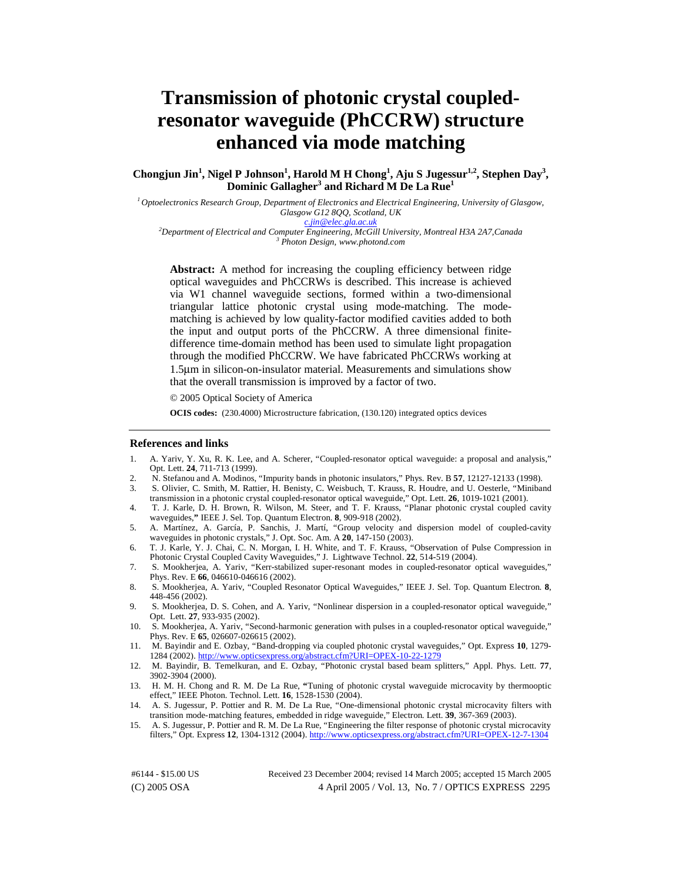# Transmission of photonic crystal coupled-resonator waveguide (PhCCRW) structure enhanced via mode matching

**Chongjun Jin[1], Nigel P Johnson[1], Harold M H Chong[1], Aju S Jugessur[1,2], Stephen Day[3], Dominic Gallagher[3] and Richard M De La Rue[1]**

*[1] Optoelectronics Research Group, Department of Electronics and Electrical Engineering, University of Glasgow, Glasgow G12 8QQ, Scotland, UK*
*c.jin@elec.gla.ac.uk*
*[2]Department of Electrical and Computer Engineering, McGill University, Montreal H3A 2A7,Canada*
*[3] Photon Design, www.photond.com*

**Abstract:** A method for increasing the coupling efficiency between ridge optical waveguides and PhCCRWs is described. This increase is achieved via W1 channel waveguide sections, formed within a two-dimensional triangular lattice photonic crystal using mode-matching. The mode-matching is achieved by low quality-factor modified cavities added to both the input and output ports of the PhCCRW. A three dimensional finite-difference time-domain method has been used to simulate light propagation through the modified PhCCRW. We have fabricated PhCCRWs working at 1.5μm in silicon-on-insulator material. Measurements and simulations show that the overall transmission is improved by a factor of two.

© 2005 Optical Society of America

**OCIS codes:** (230.4000) Microstructure fabrication, (130.120) integrated optics devices

## References and links

1. A. Yariv, Y. Xu, R. K. Lee, and A. Scherer, "Coupled-resonator optical waveguide: a proposal and analysis," Opt. Lett. **24**, 711-713 (1999).
2. N. Stefanou and A. Modinos, "Impurity bands in photonic insulators," Phys. Rev. B **57**, 12127-12133 (1998).
3. S. Olivier, C. Smith, M. Rattier, H. Benisty, C. Weisbuch, T. Krauss, R. Houdre, and U. Oesterle, "Miniband transmission in a photonic crystal coupled-resonator optical waveguide," Opt. Lett. **26**, 1019-1021 (2001).
4. T. J. Karle, D. H. Brown, R. Wilson, M. Steer, and T. F. Krauss, "Planar photonic crystal coupled cavity waveguides," IEEE J. Sel. Top. Quantum Electron. **8**, 909-918 (2002).
5. A. Martínez, A. García, P. Sanchis, J. Martí, "Group velocity and dispersion model of coupled-cavity waveguides in photonic crystals," J. Opt. Soc. Am. A **20**, 147-150 (2003).
6. T. J. Karle, Y. J. Chai, C. N. Morgan, I. H. White, and T. F. Krauss, "Observation of Pulse Compression in Photonic Crystal Coupled Cavity Waveguides," J. Lightwave Technol. **22**, 514-519 (2004).
7. S. Mookherjea, A. Yariv, "Kerr-stabilized super-resonant modes in coupled-resonator optical waveguides," Phys. Rev. E **66**, 046610-046616 (2002).
8. S. Mookherjea, A. Yariv, "Coupled Resonator Optical Waveguides," IEEE J. Sel. Top. Quantum Electron. **8**, 448-456 (2002).
9. S. Mookherjea, D. S. Cohen, and A. Yariv, "Nonlinear dispersion in a coupled-resonator optical waveguide," Opt. Lett. **27**, 933-935 (2002).
10. S. Mookherjea, A. Yariv, "Second-harmonic generation with pulses in a coupled-resonator optical waveguide," Phys. Rev. E **65**, 026607-026615 (2002).
11. M. Bayindir and E. Ozbay, "Band-dropping via coupled photonic crystal waveguides," Opt. Express **10**, 1279-1284 (2002). http://www.opticsexpress.org/abstract.cfm?URI=OPEX-10-22-1279
12. M. Bayindir, B. Temelkuran, and E. Ozbay, "Photonic crystal based beam splitters," Appl. Phys. Lett. **77**, 3902-3904 (2000).
13. H. M. H. Chong and R. M. De La Rue, "Tuning of photonic crystal waveguide microcavity by thermooptic effect," IEEE Photon. Technol. Lett. **16**, 1528-1530 (2004).
14. A. S. Jugessur, P. Pottier and R. M. De La Rue, "One-dimensional photonic crystal microcavity filters with transition mode-matching features, embedded in ridge waveguide," Electron. Lett. **39**, 367-369 (2003).
15. A. S. Jugessur, P. Pottier and R. M. De La Rue, "Engineering the filter response of photonic crystal microcavity filters," Opt. Express **12**, 1304-1312 (2004). http://www.opticsexpress.org/abstract.cfm?URI=OPEX-12-7-1304

#6144 - $15.00 US Received 23 December 2004; revised 14 March 2005; accepted 15 March 2005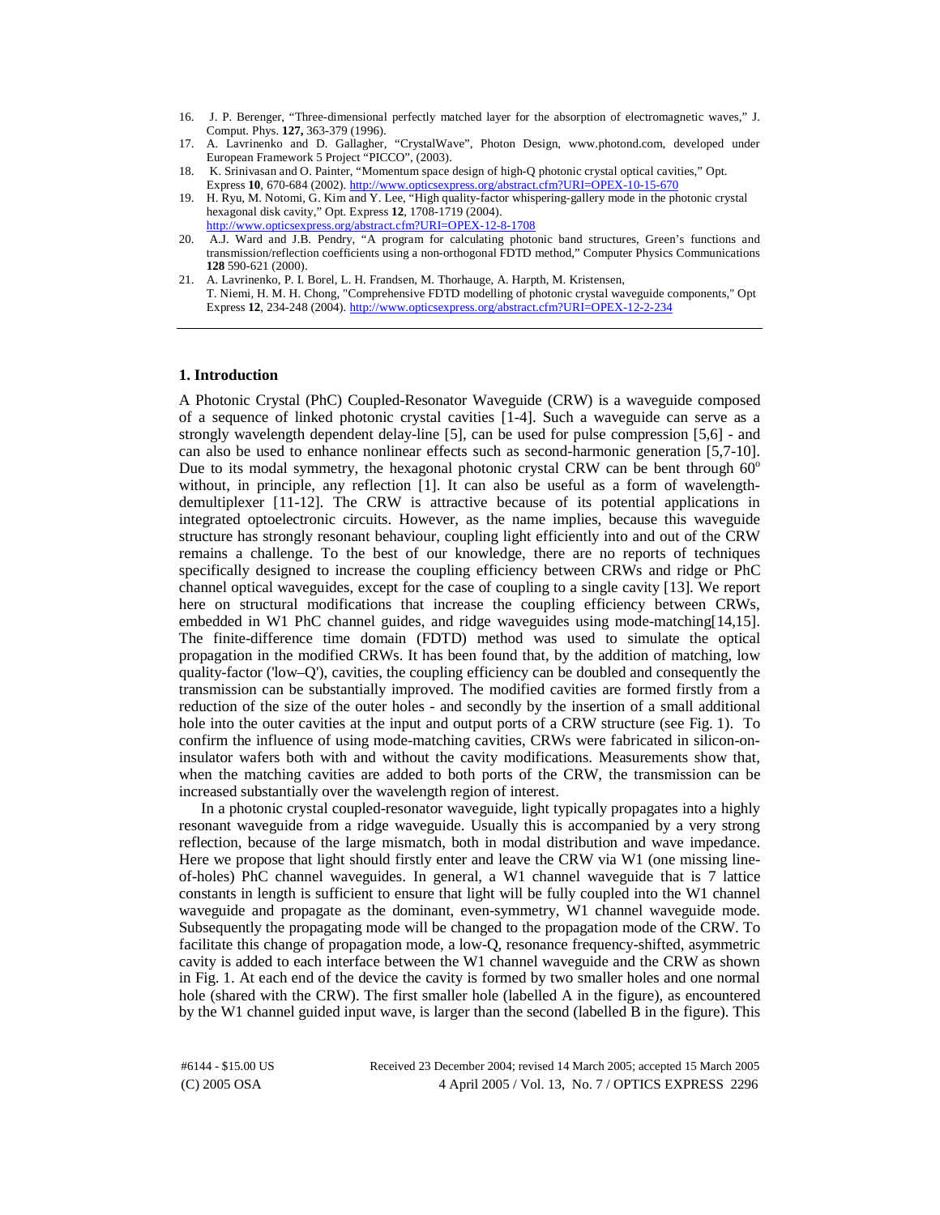16. J. P. Berenger, "Three-dimensional perfectly matched layer for the absorption of electromagnetic waves," J. Comput. Phys. **127,** 363-379 (1996).
17. A. Lavrinenko and D. Gallagher, "CrystalWave", Photon Design, www.photond.com, developed under European Framework 5 Project "PICCO", (2003).
18. K. Srinivasan and O. Painter, "Momentum space design of high-Q photonic crystal optical cavities," Opt. Express **10**, 670-684 (2002). http://www.opticsexpress.org/abstract.cfm?URI=OPEX-10-15-670
19. H. Ryu, M. Notomi, G. Kim and Y. Lee, "High quality-factor whispering-gallery mode in the photonic crystal hexagonal disk cavity," Opt. Express **12**, 1708-1719 (2004). http://www.opticsexpress.org/abstract.cfm?URI=OPEX-12-8-1708
20. A.J. Ward and J.B. Pendry, "A program for calculating photonic band structures, Green's functions and transmission/reflection coefficients using a non-orthogonal FDTD method," Computer Physics Communications **128** 590-621 (2000).
21. A. Lavrinenko, P. I. Borel, L. H. Frandsen, M. Thorhauge, A. Harpth, M. Kristensen, T. Niemi, H. M. H. Chong, "Comprehensive FDTD modelling of photonic crystal waveguide components," Opt Express **12**, 234-248 (2004). http://www.opticsexpress.org/abstract.cfm?URI=OPEX-12-2-234

## 1. Introduction

A Photonic Crystal (PhC) Coupled-Resonator Waveguide (CRW) is a waveguide composed of a sequence of linked photonic crystal cavities [1-4]. Such a waveguide can serve as a strongly wavelength dependent delay-line [5], can be used for pulse compression [5,6] - and can also be used to enhance nonlinear effects such as second-harmonic generation [5,7-10]. Due to its modal symmetry, the hexagonal photonic crystal CRW can be bent through 60° without, in principle, any reflection [1]. It can also be useful as a form of wavelength-demultiplexer [11-12]. The CRW is attractive because of its potential applications in integrated optoelectronic circuits. However, as the name implies, because this waveguide structure has strongly resonant behaviour, coupling light efficiently into and out of the CRW remains a challenge. To the best of our knowledge, there are no reports of techniques specifically designed to increase the coupling efficiency between CRWs and ridge or PhC channel optical waveguides, except for the case of coupling to a single cavity [13]. We report here on structural modifications that increase the coupling efficiency between CRWs, embedded in W1 PhC channel guides, and ridge waveguides using mode-matching[14,15]. The finite-difference time domain (FDTD) method was used to simulate the optical propagation in the modified CRWs. It has been found that, by the addition of matching, low quality-factor ('low–Q'), cavities, the coupling efficiency can be doubled and consequently the transmission can be substantially improved. The modified cavities are formed firstly from a reduction of the size of the outer holes - and secondly by the insertion of a small additional hole into the outer cavities at the input and output ports of a CRW structure (see Fig. 1). To confirm the influence of using mode-matching cavities, CRWs were fabricated in silicon-on-insulator wafers both with and without the cavity modifications. Measurements show that, when the matching cavities are added to both ports of the CRW, the transmission can be increased substantially over the wavelength region of interest.

In a photonic crystal coupled-resonator waveguide, light typically propagates into a highly resonant waveguide from a ridge waveguide. Usually this is accompanied by a very strong reflection, because of the large mismatch, both in modal distribution and wave impedance. Here we propose that light should firstly enter and leave the CRW via W1 (one missing line-of-holes) PhC channel waveguides. In general, a W1 channel waveguide that is 7 lattice constants in length is sufficient to ensure that light will be fully coupled into the W1 channel waveguide and propagate as the dominant, even-symmetry, W1 channel waveguide mode. Subsequently the propagating mode will be changed to the propagation mode of the CRW. To facilitate this change of propagation mode, a low-Q, resonance frequency-shifted, asymmetric cavity is added to each interface between the W1 channel waveguide and the CRW as shown in Fig. 1. At each end of the device the cavity is formed by two smaller holes and one normal hole (shared with the CRW). The first smaller hole (labelled A in the figure), as encountered by the W1 channel guided input wave, is larger than the second (labelled B in the figure). This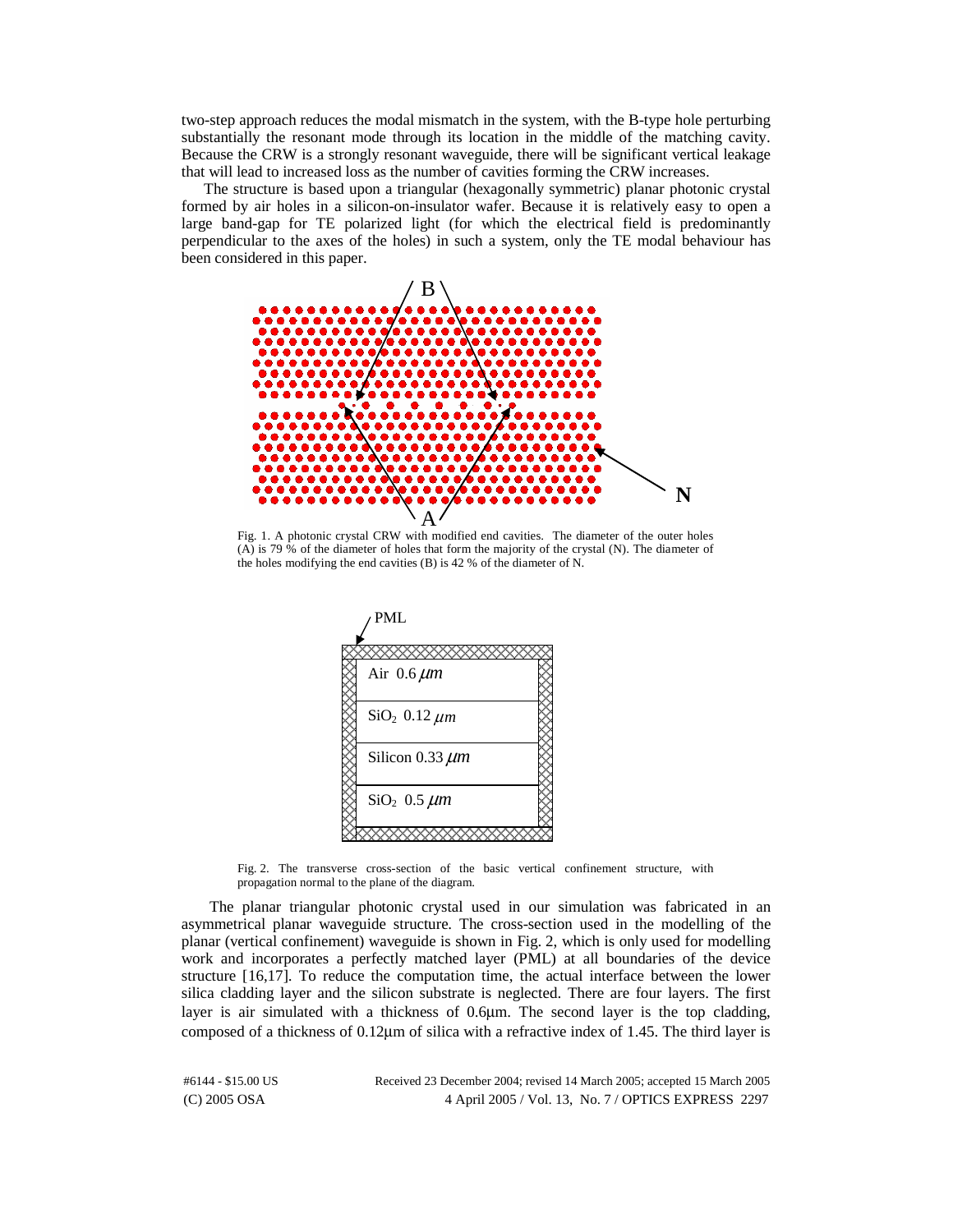two-step approach reduces the modal mismatch in the system, with the B-type hole perturbing substantially the resonant mode through its location in the middle of the matching cavity. Because the CRW is a strongly resonant waveguide, there will be significant vertical leakage that will lead to increased loss as the number of cavities forming the CRW increases.

The structure is based upon a triangular (hexagonally symmetric) planar photonic crystal formed by air holes in a silicon-on-insulator wafer. Because it is relatively easy to open a large band-gap for TE polarized light (for which the electrical field is predominantly perpendicular to the axes of the holes) in such a system, only the TE modal behaviour has been considered in this paper.

Fig. 1. A photonic crystal CRW with modified end cavities. The diameter of the outer holes (A) is 79 % of the diameter of holes that form the majority of the crystal (N). The diameter of the holes modifying the end cavities (B) is 42 % of the diameter of N.

| PML |
| --- |
| Air 0.6 $\mu m$ |
| $SiO_2$ 0.12 $\mu m$ |
| Silicon 0.33 $\mu m$ |
| $SiO_2$ 0.5 $\mu m$ |

Fig. 2. The transverse cross-section of the basic vertical confinement structure, with propagation normal to the plane of the diagram.

The planar triangular photonic crystal used in our simulation was fabricated in an asymmetrical planar waveguide structure. The cross-section used in the modelling of the planar (vertical confinement) waveguide is shown in Fig. 2, which is only used for modelling work and incorporates a perfectly matched layer (PML) at all boundaries of the device structure [16,17]. To reduce the computation time, the actual interface between the lower silica cladding layer and the silicon substrate is neglected. There are four layers. The first layer is air simulated with a thickness of 0.6μm. The second layer is the top cladding, composed of a thickness of 0.12μm of silica with a refractive index of 1.45. The third layer is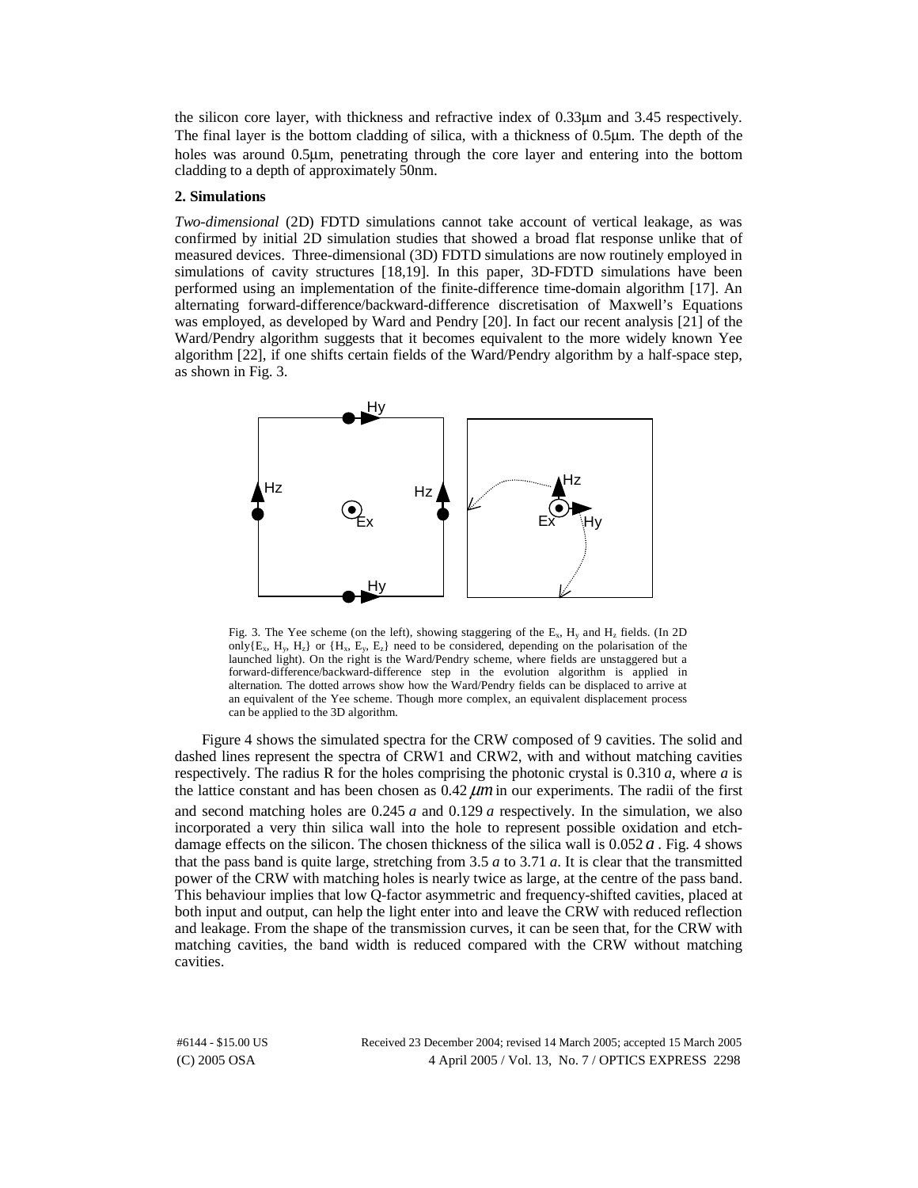the silicon core layer, with thickness and refractive index of 0.33μm and 3.45 respectively. The final layer is the bottom cladding of silica, with a thickness of 0.5μm. The depth of the holes was around 0.5μm, penetrating through the core layer and entering into the bottom cladding to a depth of approximately 50nm.

**2. Simulations**

*Two-dimensional* (2D) FDTD simulations cannot take account of vertical leakage, as was confirmed by initial 2D simulation studies that showed a broad flat response unlike that of measured devices. Three-dimensional (3D) FDTD simulations are now routinely employed in simulations of cavity structures [18,19]. In this paper, 3D-FDTD simulations have been performed using an implementation of the finite-difference time-domain algorithm [17]. An alternating forward-difference/backward-difference discretisation of Maxwell's Equations was employed, as developed by Ward and Pendry [20]. In fact our recent analysis [21] of the Ward/Pendry algorithm suggests that it becomes equivalent to the more widely known Yee algorithm [22], if one shifts certain fields of the Ward/Pendry algorithm by a half-space step, as shown in Fig. 3.

Fig. 3. The Yee scheme (on the left), showing staggering of the $E_x$, $H_y$ and $H_z$ fields. (In 2D only{$E_x$, $H_y$, $H_z$} or {$H_x$, $E_y$, $E_z$} need to be considered, depending on the polarisation of the launched light). On the right is the Ward/Pendry scheme, where fields are unstaggered but a forward-difference/backward-difference step in the evolution algorithm is applied in alternation. The dotted arrows show how the Ward/Pendry fields can be displaced to arrive at an equivalent of the Yee scheme. Though more complex, an equivalent displacement process can be applied to the 3D algorithm.

Figure 4 shows the simulated spectra for the CRW composed of 9 cavities. The solid and dashed lines represent the spectra of CRW1 and CRW2, with and without matching cavities respectively. The radius R for the holes comprising the photonic crystal is 0.310 *a*, where *a* is the lattice constant and has been chosen as 0.42 $\mu m$ in our experiments. The radii of the first and second matching holes are 0.245 *a* and 0.129 *a* respectively. In the simulation, we also incorporated a very thin silica wall into the hole to represent possible oxidation and etch-damage effects on the silicon. The chosen thickness of the silica wall is 0.052 $a$ . Fig. 4 shows that the pass band is quite large, stretching from 3.5 *a* to 3.71 *a*. It is clear that the transmitted power of the CRW with matching holes is nearly twice as large, at the centre of the pass band. This behaviour implies that low Q-factor asymmetric and frequency-shifted cavities, placed at both input and output, can help the light enter into and leave the CRW with reduced reflection and leakage. From the shape of the transmission curves, it can be seen that, for the CRW with matching cavities, the band width is reduced compared with the CRW without matching cavities.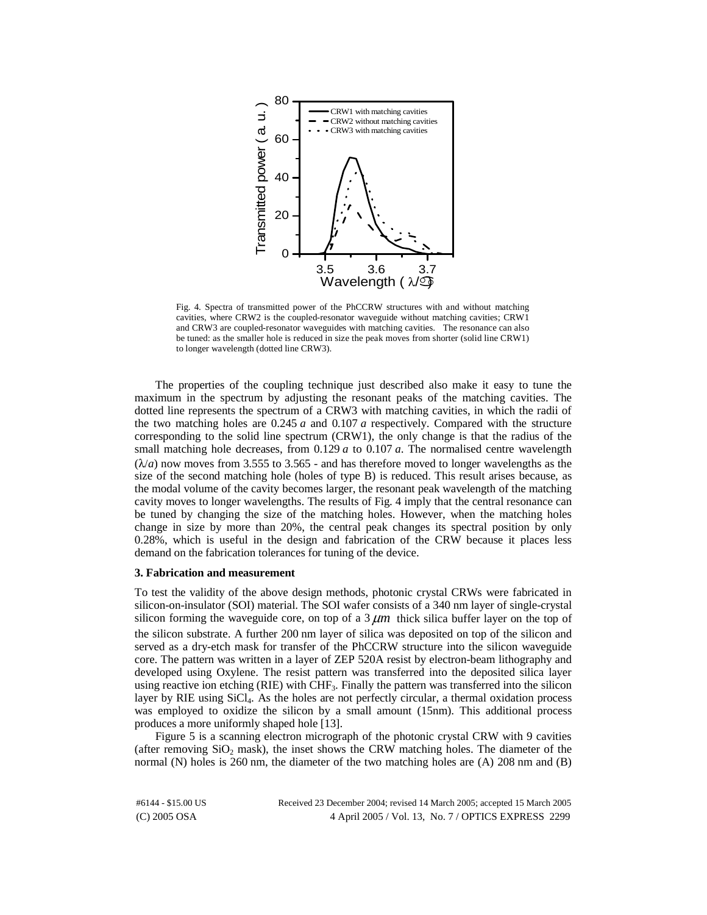Fig. 4. Spectra of transmitted power of the PhCCRW structures with and without matching cavities, where CRW2 is the coupled-resonator waveguide without matching cavities; CRW1 and CRW3 are coupled-resonator waveguides with matching cavities. The resonance can also be tuned: as the smaller hole is reduced in size the peak moves from shorter (solid line CRW1) to longer wavelength (dotted line CRW3).

The properties of the coupling technique just described also make it easy to tune the maximum in the spectrum by adjusting the resonant peaks of the matching cavities. The dotted line represents the spectrum of a CRW3 with matching cavities, in which the radii of the two matching holes are 0.245 $a$ and 0.107 $a$ respectively. Compared with the structure corresponding to the solid line spectrum (CRW1), the only change is that the radius of the small matching hole decreases, from 0.129 $a$ to 0.107 $a$. The normalised centre wavelength ($\lambda/a$) now moves from 3.555 to 3.565 - and has therefore moved to longer wavelengths as the size of the second matching hole (holes of type B) is reduced. This result arises because, as the modal volume of the cavity becomes larger, the resonant peak wavelength of the matching cavity moves to longer wavelengths. The results of Fig. 4 imply that the central resonance can be tuned by changing the size of the matching holes. However, when the matching holes change in size by more than 20%, the central peak changes its spectral position by only 0.28%, which is useful in the design and fabrication of the CRW because it places less demand on the fabrication tolerances for tuning of the device.

**3. Fabrication and measurement**

To test the validity of the above design methods, photonic crystal CRWs were fabricated in silicon-on-insulator (SOI) material. The SOI wafer consists of a 340 nm layer of single-crystal silicon forming the waveguide core, on top of a 3 $\mu m$ thick silica buffer layer on the top of the silicon substrate. A further 200 nm layer of silica was deposited on top of the silicon and served as a dry-etch mask for transfer of the PhCCRW structure into the silicon waveguide core. The pattern was written in a layer of ZEP 520A resist by electron-beam lithography and developed using Oxylene. The resist pattern was transferred into the deposited silica layer using reactive ion etching (RIE) with $CHF_3$. Finally the pattern was transferred into the silicon layer by RIE using $SiCl_4$. As the holes are not perfectly circular, a thermal oxidation process was employed to oxidize the silicon by a small amount (15nm). This additional process produces a more uniformly shaped hole [13].

Figure 5 is a scanning electron micrograph of the photonic crystal CRW with 9 cavities (after removing $SiO_2$ mask), the inset shows the CRW matching holes. The diameter of the normal (N) holes is 260 nm, the diameter of the two matching holes are (A) 208 nm and (B)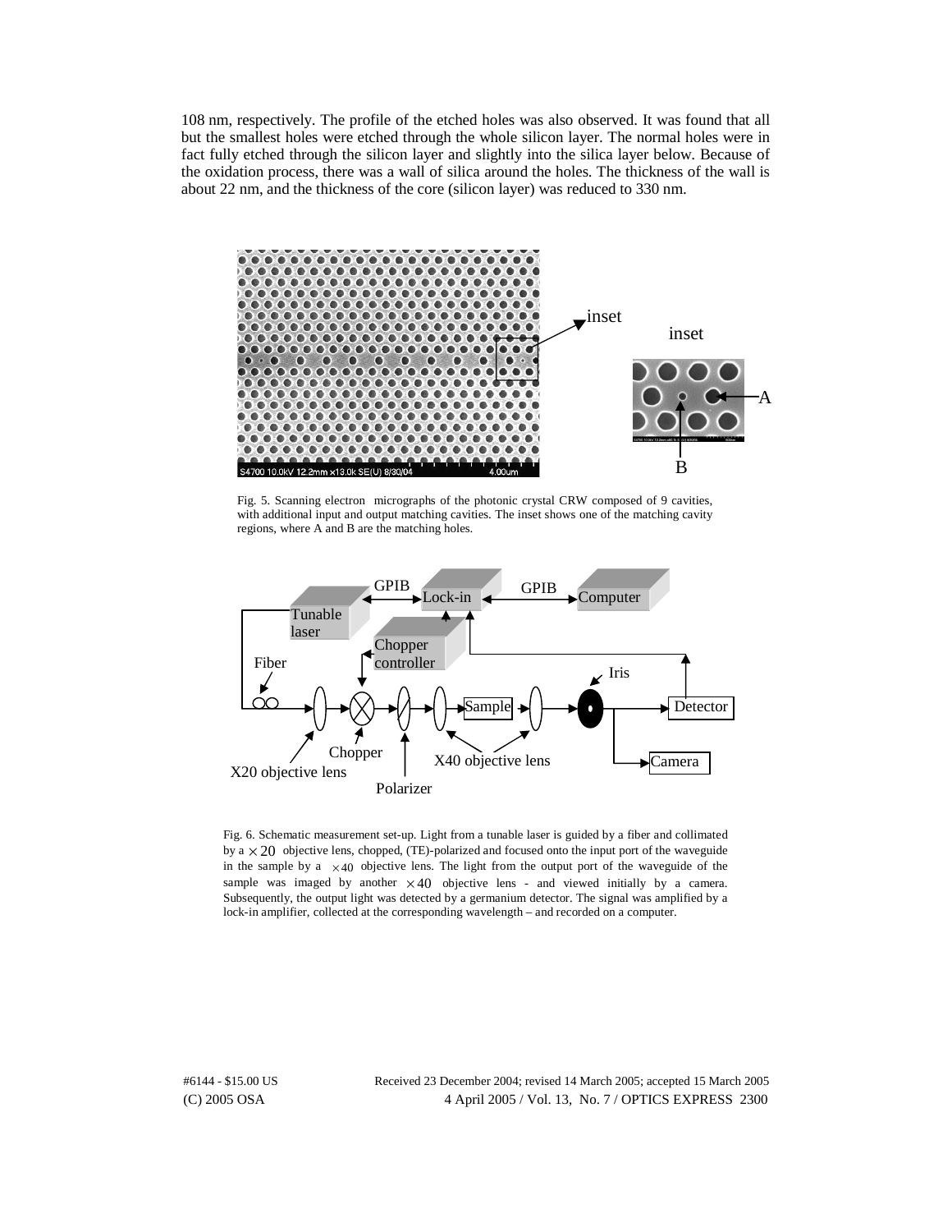108 nm, respectively. The profile of the etched holes was also observed. It was found that all but the smallest holes were etched through the whole silicon layer. The normal holes were in fact fully etched through the silicon layer and slightly into the silica layer below. Because of the oxidation process, there was a wall of silica around the holes. The thickness of the wall is about 22 nm, and the thickness of the core (silicon layer) was reduced to 330 nm.

Fig. 5. Scanning electron micrographs of the photonic crystal CRW composed of 9 cavities, with additional input and output matching cavities. The inset shows one of the matching cavity regions, where A and B are the matching holes.

Fig. 6. Schematic measurement set-up. Light from a tunable laser is guided by a fiber and collimated by a $\times 20$ objective lens, chopped, (TE)-polarized and focused onto the input port of the waveguide in the sample by a $\times 40$ objective lens. The light from the output port of the waveguide of the sample was imaged by another $\times 40$ objective lens - and viewed initially by a camera. Subsequently, the output light was detected by a germanium detector. The signal was amplified by a lock-in amplifier, collected at the corresponding wavelength – and recorded on a computer.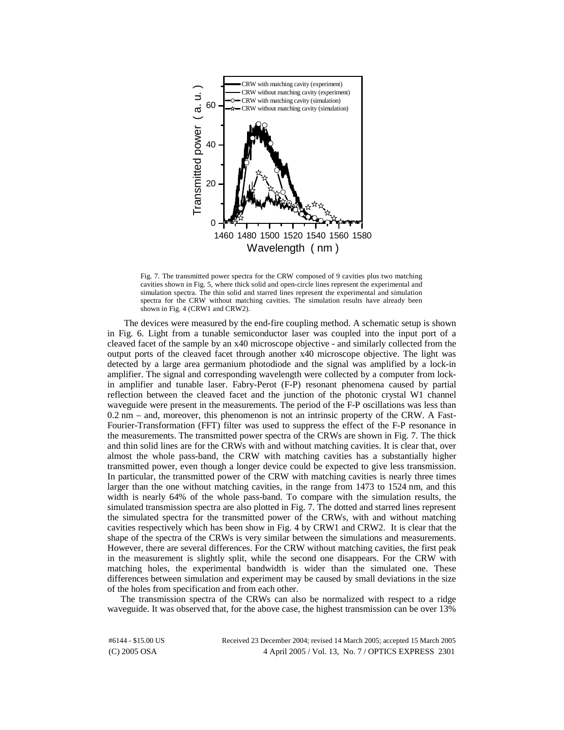Fig. 7. The transmitted power spectra for the CRW composed of 9 cavities plus two matching cavities shown in Fig. 5, where thick solid and open-circle lines represent the experimental and simulation spectra. The thin solid and starred lines represent the experimental and simulation spectra for the CRW without matching cavities. The simulation results have already been shown in Fig. 4 (CRW1 and CRW2).

The devices were measured by the end-fire coupling method. A schematic setup is shown in Fig. 6. Light from a tunable semiconductor laser was coupled into the input port of a cleaved facet of the sample by an x40 microscope objective - and similarly collected from the output ports of the cleaved facet through another x40 microscope objective. The light was detected by a large area germanium photodiode and the signal was amplified by a lock-in amplifier. The signal and corresponding wavelength were collected by a computer from lock-in amplifier and tunable laser. Fabry-Perot (F-P) resonant phenomena caused by partial reflection between the cleaved facet and the junction of the photonic crystal W1 channel waveguide were present in the measurements. The period of the F-P oscillations was less than 0.2 nm – and, moreover, this phenomenon is not an intrinsic property of the CRW. A Fast-Fourier-Transformation (FFT) filter was used to suppress the effect of the F-P resonance in the measurements. The transmitted power spectra of the CRWs are shown in Fig. 7. The thick and thin solid lines are for the CRWs with and without matching cavities. It is clear that, over almost the whole pass-band, the CRW with matching cavities has a substantially higher transmitted power, even though a longer device could be expected to give less transmission. In particular, the transmitted power of the CRW with matching cavities is nearly three times larger than the one without matching cavities, in the range from 1473 to 1524 nm, and this width is nearly 64% of the whole pass-band. To compare with the simulation results, the simulated transmission spectra are also plotted in Fig. 7. The dotted and starred lines represent the simulated spectra for the transmitted power of the CRWs, with and without matching cavities respectively which has been show in Fig. 4 by CRW1 and CRW2. It is clear that the shape of the spectra of the CRWs is very similar between the simulations and measurements. However, there are several differences. For the CRW without matching cavities, the first peak in the measurement is slightly split, while the second one disappears. For the CRW with matching holes, the experimental bandwidth is wider than the simulated one. These differences between simulation and experiment may be caused by small deviations in the size of the holes from specification and from each other.

The transmission spectra of the CRWs can also be normalized with respect to a ridge waveguide. It was observed that, for the above case, the highest transmission can be over 13%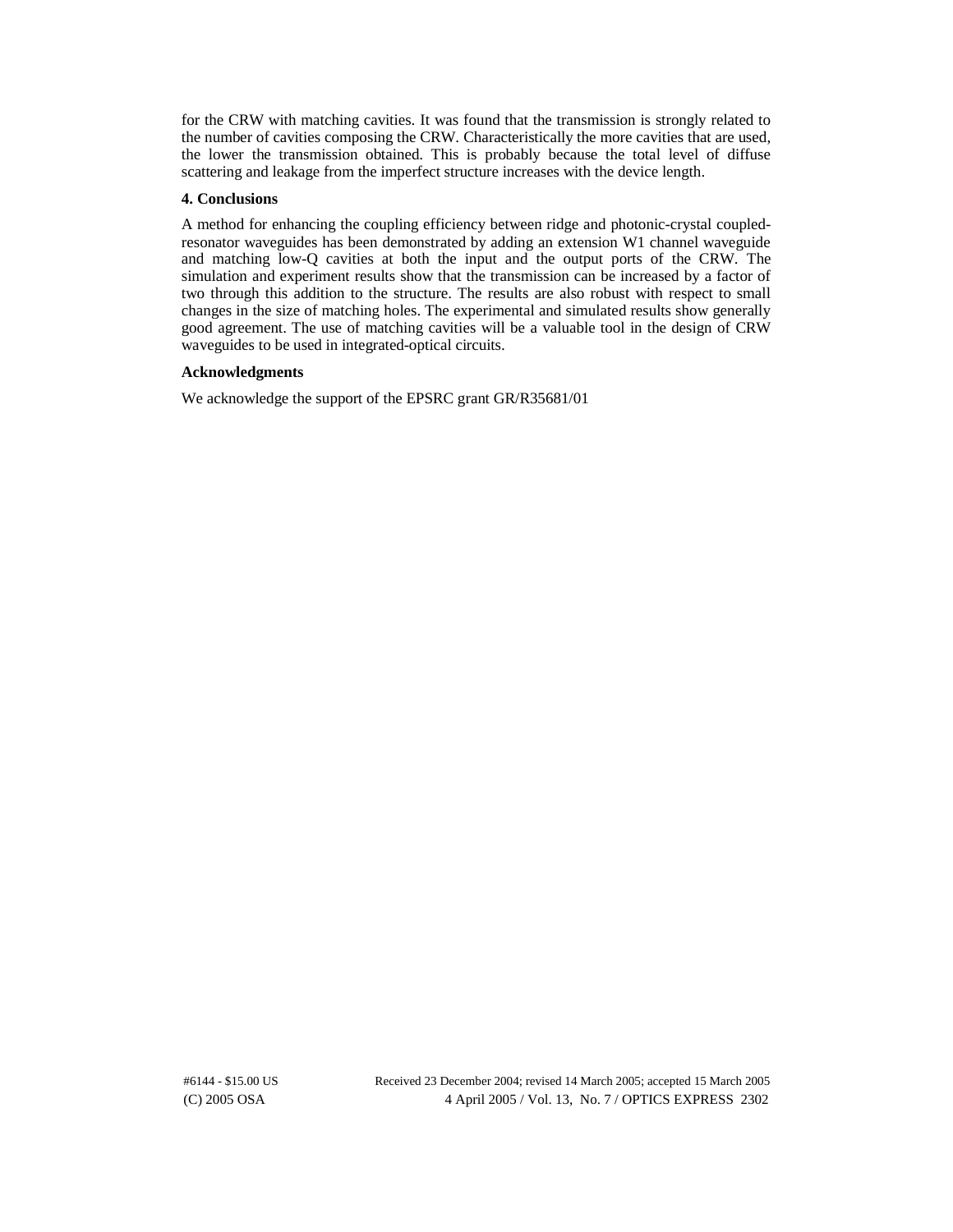for the CRW with matching cavities. It was found that the transmission is strongly related to the number of cavities composing the CRW. Characteristically the more cavities that are used, the lower the transmission obtained. This is probably because the total level of diffuse scattering and leakage from the imperfect structure increases with the device length.

### 4. Conclusions

A method for enhancing the coupling efficiency between ridge and photonic-crystal coupled-resonator waveguides has been demonstrated by adding an extension W1 channel waveguide and matching low-Q cavities at both the input and the output ports of the CRW. The simulation and experiment results show that the transmission can be increased by a factor of two through this addition to the structure. The results are also robust with respect to small changes in the size of matching holes. The experimental and simulated results show generally good agreement. The use of matching cavities will be a valuable tool in the design of CRW waveguides to be used in integrated-optical circuits.

### Acknowledgments

We acknowledge the support of the EPSRC grant GR/R35681/01